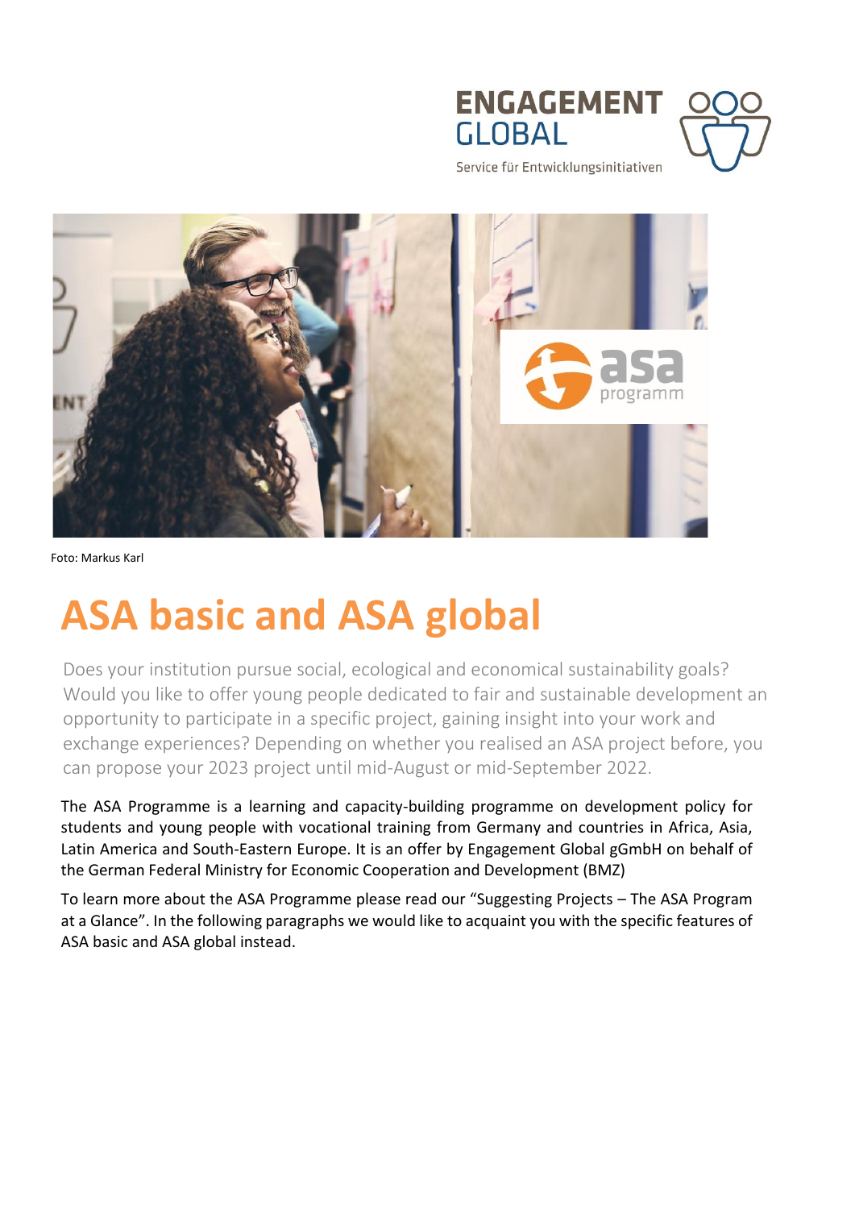ENGAGEMENT GLOBAL

Service für Entwicklungsinitiativen

Foto: Markus Karl

# ASA basic and ASA global

Does your institution pursue social, ecological and economical sustainability goals? Would you like to offer young people dedicated to fair and sustainable development an opportunity to participate in a specific project, gaining insight into your work and exchange experiences? Depending on whether you realised an ASA project before, you can propose your 2023 project until mid-August or mid-September 2022.

The ASA Programme is a learning and capacity-building programme on development policy for students and young people with vocational training from Germany and countries in Africa, Asia, Latin America and South-Eastern Europe. It is an offer by Engagement Global gGmbH on behalf of the German Federal Ministry for Economic Cooperation and Development (BMZ)

To learn more about the ASA Programme please read our "Suggesting Projects – The ASA Program at a Glance". In the following paragraphs we would like to acquaint you with the specific features of ASA basic and ASA global instead.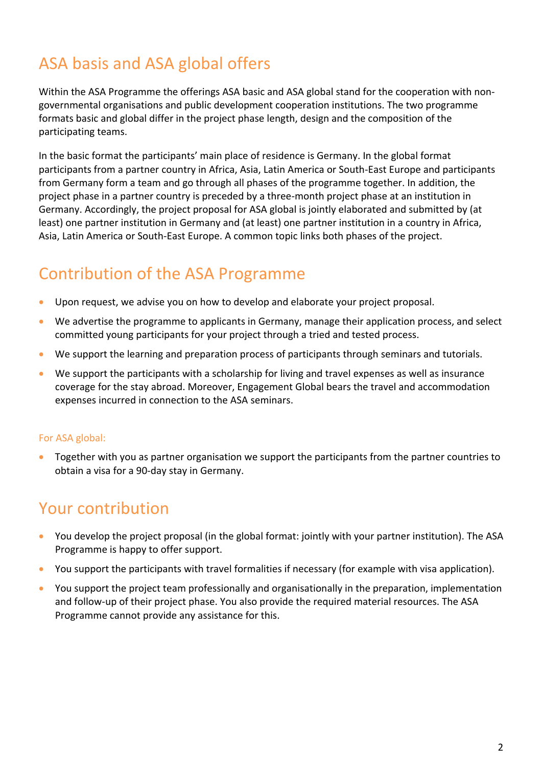## ASA basis and ASA global offers

Within the ASA Programme the offerings ASA basic and ASA global stand for the cooperation with non-governmental organisations and public development cooperation institutions. The two programme formats basic and global differ in the project phase length, design and the composition of the participating teams.

In the basic format the participants' main place of residence is Germany. In the global format participants from a partner country in Africa, Asia, Latin America or South-East Europe and participants from Germany form a team and go through all phases of the programme together. In addition, the project phase in a partner country is preceded by a three-month project phase at an institution in Germany. Accordingly, the project proposal for ASA global is jointly elaborated and submitted by (at least) one partner institution in Germany and (at least) one partner institution in a country in Africa, Asia, Latin America or South-East Europe. A common topic links both phases of the project.

## Contribution of the ASA Programme

- Upon request, we advise you on how to develop and elaborate your project proposal.
- We advertise the programme to applicants in Germany, manage their application process, and select committed young participants for your project through a tried and tested process.
- We support the learning and preparation process of participants through seminars and tutorials.
- We support the participants with a scholarship for living and travel expenses as well as insurance coverage for the stay abroad. Moreover, Engagement Global bears the travel and accommodation expenses incurred in connection to the ASA seminars.

#### For ASA global:

- Together with you as partner organisation we support the participants from the partner countries to obtain a visa for a 90-day stay in Germany.

## Your contribution

- You develop the project proposal (in the global format: jointly with your partner institution). The ASA Programme is happy to offer support.
- You support the participants with travel formalities if necessary (for example with visa application).
- You support the project team professionally and organisationally in the preparation, implementation and follow-up of their project phase. You also provide the required material resources. The ASA Programme cannot provide any assistance for this.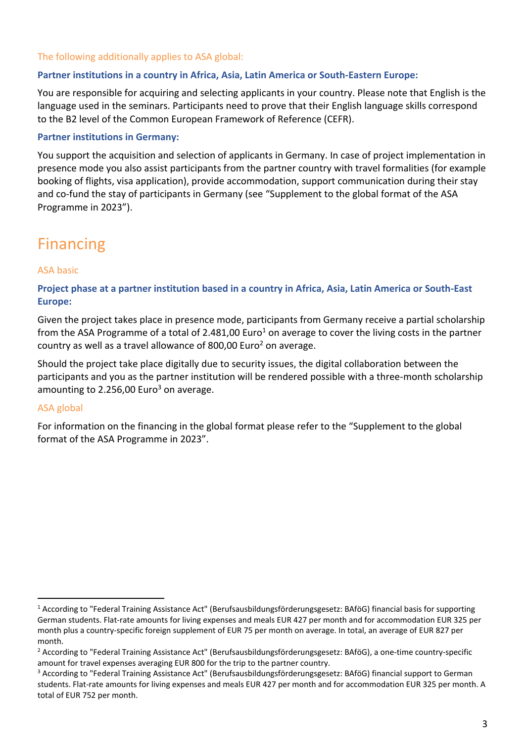### The following additionally applies to ASA global:

**Partner institutions in a country in Africa, Asia, Latin America or South-Eastern Europe:**

You are responsible for acquiring and selecting applicants in your country. Please note that English is the language used in the seminars. Participants need to prove that their English language skills correspond to the B2 level of the Common European Framework of Reference (CEFR).

**Partner institutions in Germany:**

You support the acquisition and selection of applicants in Germany. In case of project implementation in presence mode you also assist participants from the partner country with travel formalities (for example booking of flights, visa application), provide accommodation, support communication during their stay and co-fund the stay of participants in Germany (see "Supplement to the global format of the ASA Programme in 2023").

# Financing

### ASA basic

**Project phase at a partner institution based in a country in Africa, Asia, Latin America or South-East Europe:**

Given the project takes place in presence mode, participants from Germany receive a partial scholarship from the ASA Programme of a total of 2.481,00 Euro[1] on average to cover the living costs in the partner country as well as a travel allowance of 800,00 Euro[2] on average.

Should the project take place digitally due to security issues, the digital collaboration between the participants and you as the partner institution will be rendered possible with a three-month scholarship amounting to 2.256,00 Euro[3] on average.

### ASA global

For information on the financing in the global format please refer to the "Supplement to the global format of the ASA Programme in 2023".

---

[1] According to "Federal Training Assistance Act" (Berufsausbildungsförderungsgesetz: BAföG) financial basis for supporting German students. Flat-rate amounts for living expenses and meals EUR 427 per month and for accommodation EUR 325 per month plus a country-specific foreign supplement of EUR 75 per month on average. In total, an average of EUR 827 per month.

[2] According to "Federal Training Assistance Act" (Berufsausbildungsförderungsgesetz: BAföG), a one-time country-specific amount for travel expenses averaging EUR 800 for the trip to the partner country.

[3] According to "Federal Training Assistance Act" (Berufsausbildungsförderungsgesetz: BAföG) financial support to German students. Flat-rate amounts for living expenses and meals EUR 427 per month and for accommodation EUR 325 per month. A total of EUR 752 per month.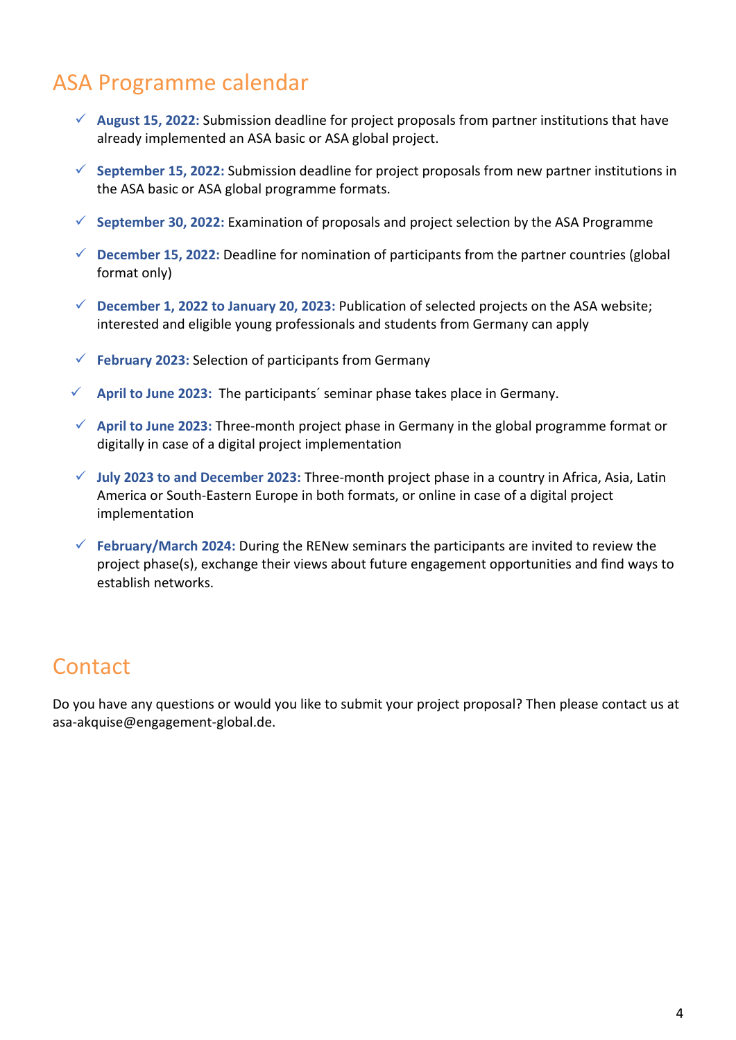## ASA Programme calendar

- ✓ **August 15, 2022:** Submission deadline for project proposals from partner institutions that have already implemented an ASA basic or ASA global project.
- ✓ **September 15, 2022:** Submission deadline for project proposals from new partner institutions in the ASA basic or ASA global programme formats.
- ✓ **September 30, 2022:** Examination of proposals and project selection by the ASA Programme
- ✓ **December 15, 2022:** Deadline for nomination of participants from the partner countries (global format only)
- ✓ **December 1, 2022 to January 20, 2023:** Publication of selected projects on the ASA website; interested and eligible young professionals and students from Germany can apply
- ✓ **February 2023:** Selection of participants from Germany
- ✓ **April to June 2023:** The participants´ seminar phase takes place in Germany.
- ✓ **April to June 2023:** Three-month project phase in Germany in the global programme format or digitally in case of a digital project implementation
- ✓ **July 2023 to and December 2023:** Three-month project phase in a country in Africa, Asia, Latin America or South-Eastern Europe in both formats, or online in case of a digital project implementation
- ✓ **February/March 2024:** During the RENew seminars the participants are invited to review the project phase(s), exchange their views about future engagement opportunities and find ways to establish networks.

## Contact

Do you have any questions or would you like to submit your project proposal? Then please contact us at asa-akquise@engagement-global.de.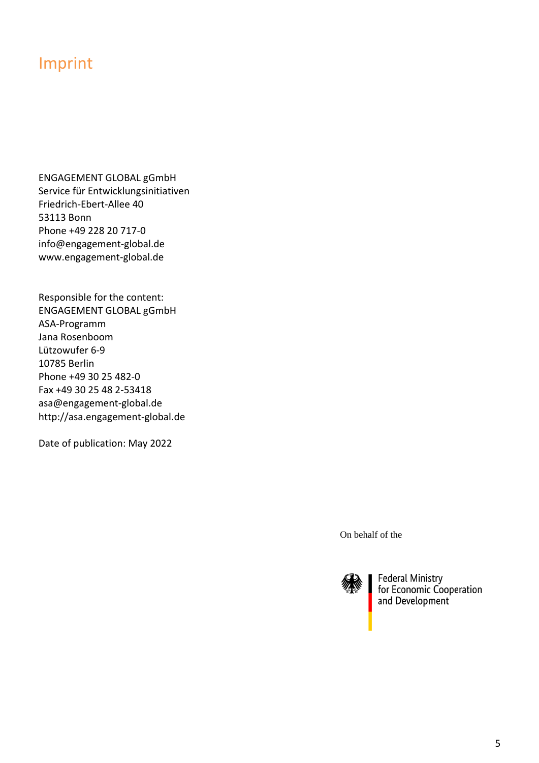# Imprint

ENGAGEMENT GLOBAL gGmbH
Service für Entwicklungsinitiativen
Friedrich-Ebert-Allee 40
53113 Bonn
Phone +49 228 20 717-0
info@engagement-global.de
www.engagement-global.de

Responsible for the content:
ENGAGEMENT GLOBAL gGmbH
ASA-Programm
Jana Rosenboom
Lützowufer 6-9
10785 Berlin
Phone +49 30 25 482-0
Fax +49 30 25 48 2-53418
asa@engagement-global.de
http://asa.engagement-global.de

Date of publication: May 2022

On behalf of the

Federal Ministry
for Economic Cooperation
and Development